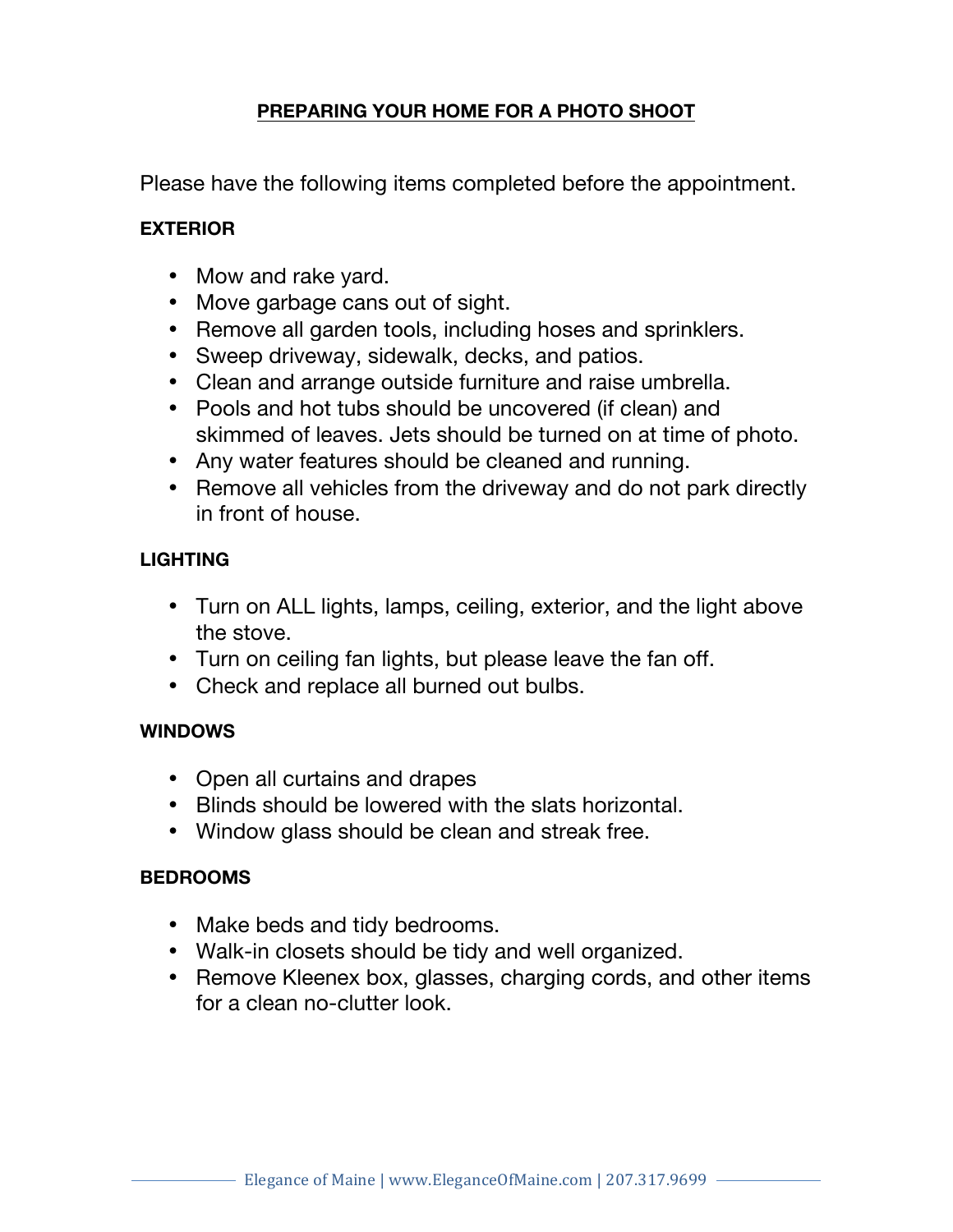# PREPARING YOUR HOME FOR A PHOTO SHOOT

Please have the following items completed before the appointment.

### EXTERIOR

- Mow and rake yard.
- Move garbage cans out of sight.
- Remove all garden tools, including hoses and sprinklers.
- Sweep driveway, sidewalk, decks, and patios.
- Clean and arrange outside furniture and raise umbrella.
- Pools and hot tubs should be uncovered (if clean) and skimmed of leaves. Jets should be turned on at time of photo.
- Any water features should be cleaned and running.
- Remove all vehicles from the driveway and do not park directly in front of house.

### LIGHTING

- Turn on ALL lights, lamps, ceiling, exterior, and the light above the stove.
- Turn on ceiling fan lights, but please leave the fan off.
- Check and replace all burned out bulbs.

### WINDOWS

- Open all curtains and drapes
- Blinds should be lowered with the slats horizontal.
- Window glass should be clean and streak free.

### BEDROOMS

- Make beds and tidy bedrooms.
- Walk-in closets should be tidy and well organized.
- Remove Kleenex box, glasses, charging cords, and other items for a clean no-clutter look.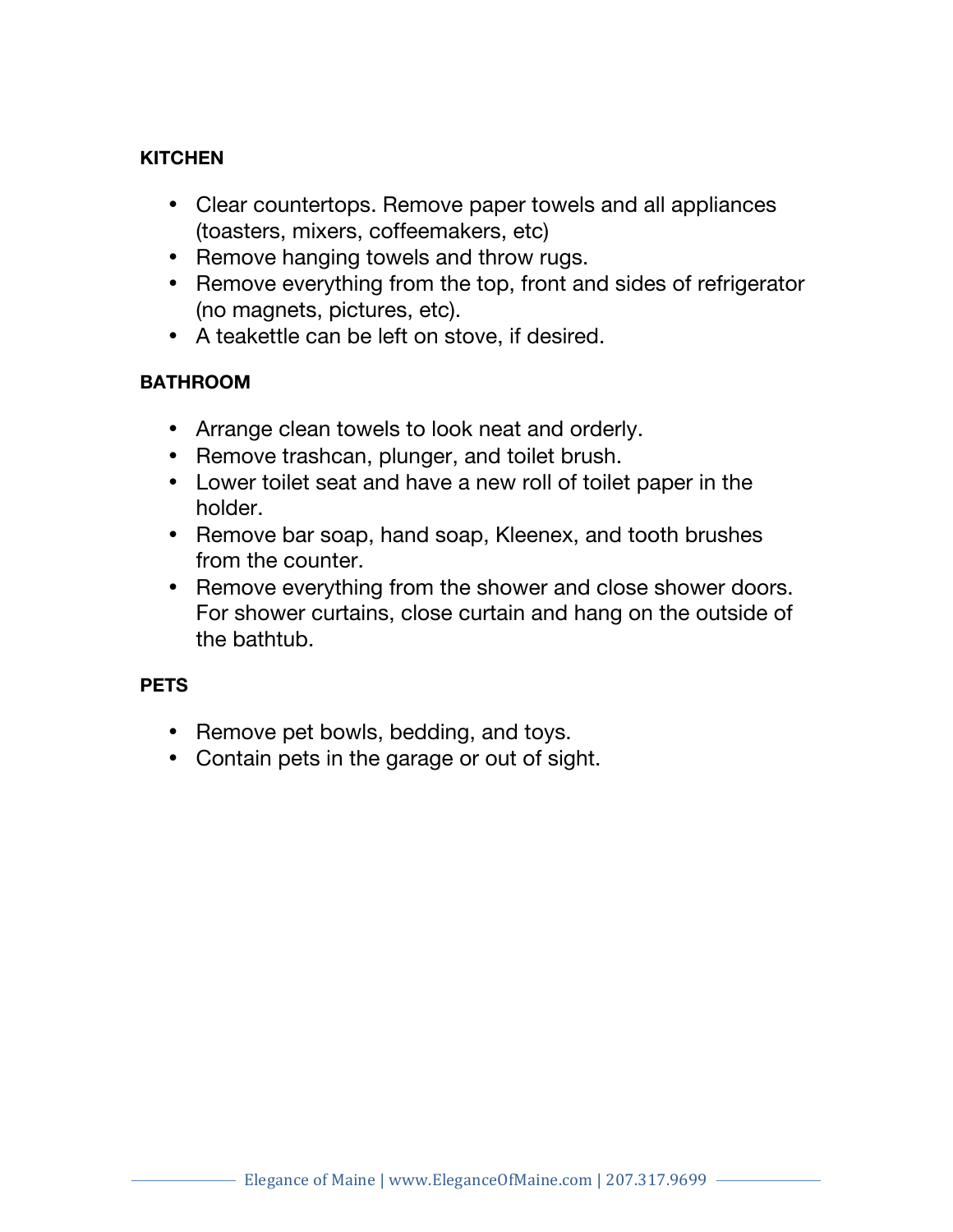**KITCHEN**

- Clear countertops. Remove paper towels and all appliances (toasters, mixers, coffeemakers, etc)
- Remove hanging towels and throw rugs.
- Remove everything from the top, front and sides of refrigerator (no magnets, pictures, etc).
- A teakettle can be left on stove, if desired.

**BATHROOM**

- Arrange clean towels to look neat and orderly.
- Remove trashcan, plunger, and toilet brush.
- Lower toilet seat and have a new roll of toilet paper in the holder.
- Remove bar soap, hand soap, Kleenex, and tooth brushes from the counter.
- Remove everything from the shower and close shower doors. For shower curtains, close curtain and hang on the outside of the bathtub.

**PETS**

- Remove pet bowls, bedding, and toys.
- Contain pets in the garage or out of sight.